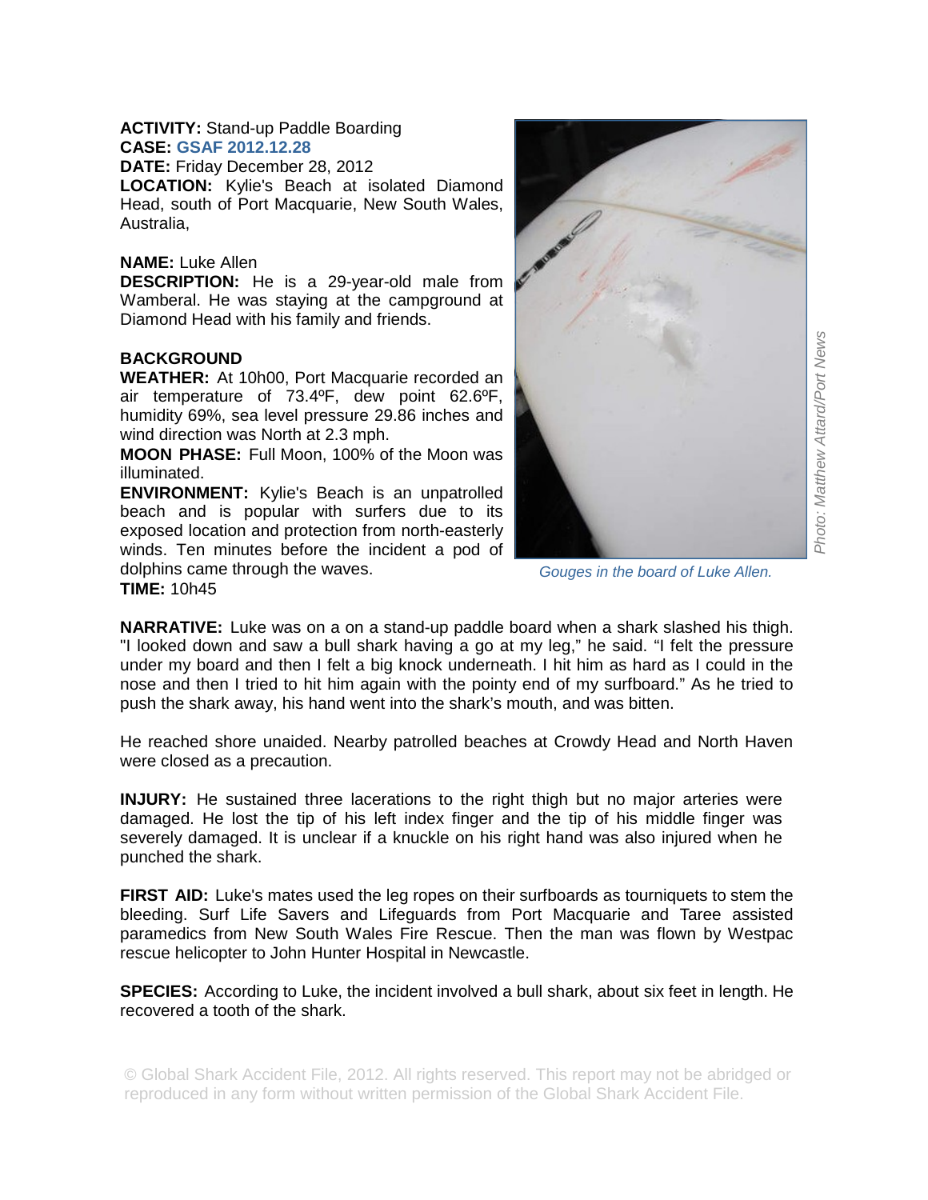**ACTIVITY:** Stand-up Paddle Boarding
**CASE:** GSAF 2012.12.28
**DATE:** Friday December 28, 2012
**LOCATION:** Kylie's Beach at isolated Diamond Head, south of Port Macquarie, New South Wales, Australia,

**NAME:** Luke Allen
**DESCRIPTION:** He is a 29-year-old male from Wamberal. He was staying at the campground at Diamond Head with his family and friends.

**BACKGROUND**
**WEATHER:** At 10h00, Port Macquarie recorded an air temperature of 73.4ºF, dew point 62.6ºF, humidity 69%, sea level pressure 29.86 inches and wind direction was North at 2.3 mph.
**MOON PHASE:** Full Moon, 100% of the Moon was illuminated.
**ENVIRONMENT:** Kylie's Beach is an unpatrolled beach and is popular with surfers due to its exposed location and protection from north-easterly winds. Ten minutes before the incident a pod of dolphins came through the waves.
**TIME:** 10h45

*Gouges in the board of Luke Allen.*

*Photo: Matthew Attard/Port News*

**NARRATIVE:** Luke was on a on a stand-up paddle board when a shark slashed his thigh. "I looked down and saw a bull shark having a go at my leg," he said. "I felt the pressure under my board and then I felt a big knock underneath. I hit him as hard as I could in the nose and then I tried to hit him again with the pointy end of my surfboard." As he tried to push the shark away, his hand went into the shark's mouth, and was bitten.

He reached shore unaided. Nearby patrolled beaches at Crowdy Head and North Haven were closed as a precaution.

**INJURY:** He sustained three lacerations to the right thigh but no major arteries were damaged. He lost the tip of his left index finger and the tip of his middle finger was severely damaged. It is unclear if a knuckle on his right hand was also injured when he punched the shark.

**FIRST AID:** Luke's mates used the leg ropes on their surfboards as tourniquets to stem the bleeding. Surf Life Savers and Lifeguards from Port Macquarie and Taree assisted paramedics from New South Wales Fire Rescue. Then the man was flown by Westpac rescue helicopter to John Hunter Hospital in Newcastle.

**SPECIES:** According to Luke, the incident involved a bull shark, about six feet in length. He recovered a tooth of the shark.

© Global Shark Accident File, 2012. All rights reserved. This report may not be abridged or reproduced in any form without written permission of the Global Shark Accident File.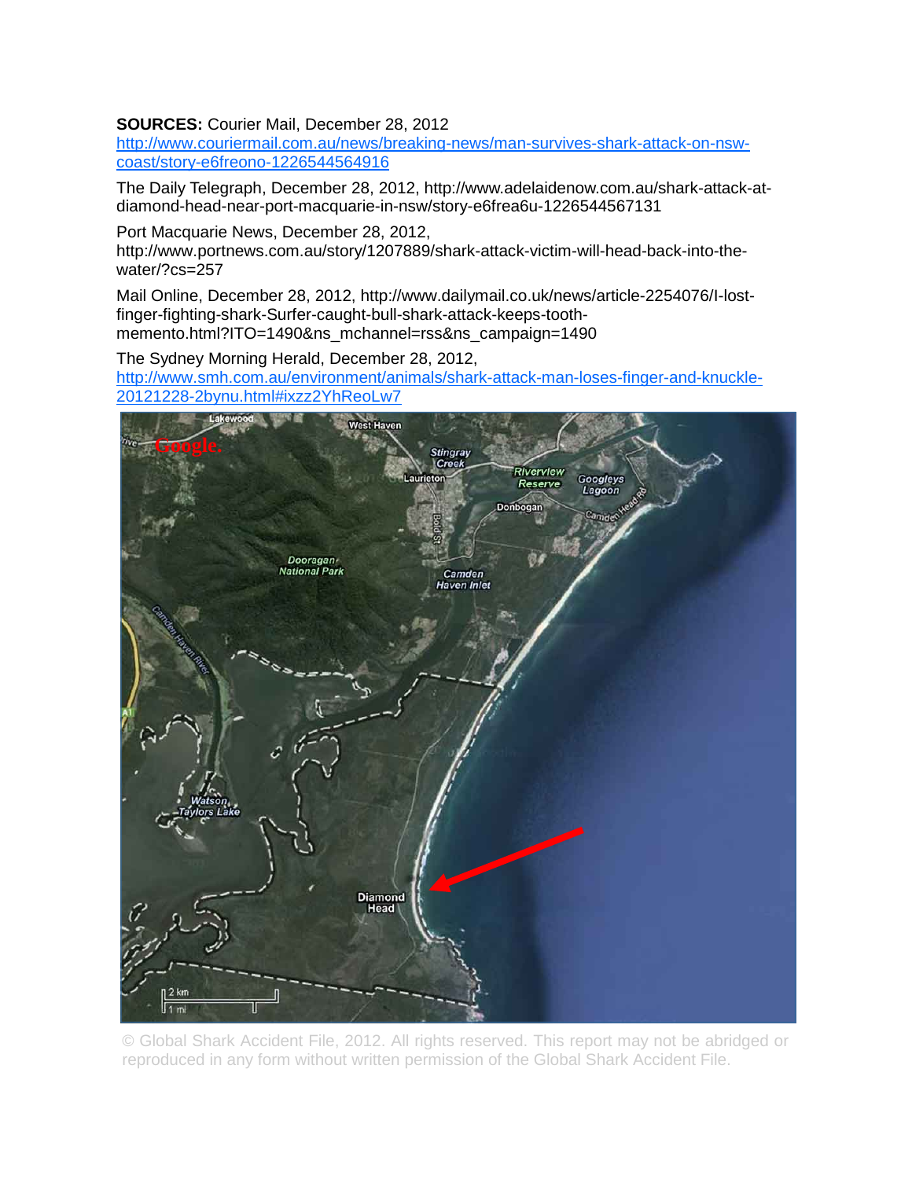**SOURCES:** Courier Mail, December 28, 2012
http://www.couriermail.com.au/news/breaking-news/man-survives-shark-attack-on-nsw-coast/story-e6freono-1226544564916

The Daily Telegraph, December 28, 2012, http://www.adelaidenow.com.au/shark-attack-at-diamond-head-near-port-macquarie-in-nsw/story-e6frea6u-1226544567131

Port Macquarie News, December 28, 2012, http://www.portnews.com.au/story/1207889/shark-attack-victim-will-head-back-into-the-water/?cs=257

Mail Online, December 28, 2012, http://www.dailymail.co.uk/news/article-2254076/I-lost-finger-fighting-shark-Surfer-caught-bull-shark-attack-keeps-tooth-memento.html?ITO=1490&ns_mchannel=rss&ns_campaign=1490

The Sydney Morning Herald, December 28, 2012, http://www.smh.com.au/environment/animals/shark-attack-man-loses-finger-and-knuckle-20121228-2bynu.html#ixzz2YhReoLw7